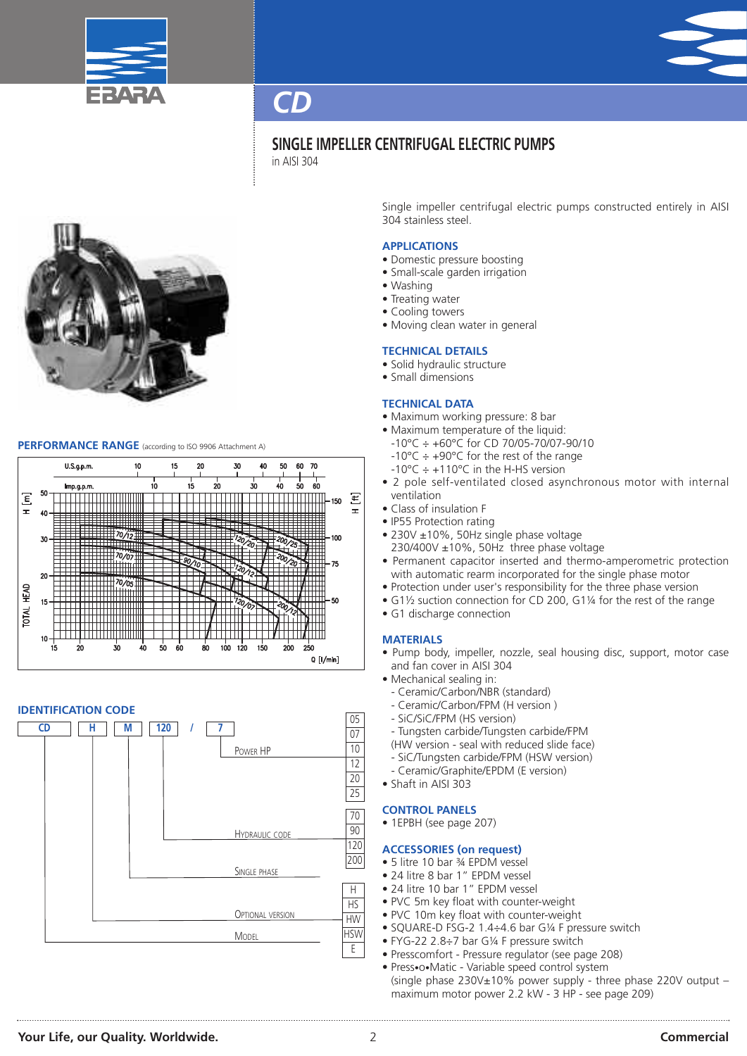# CD

## SINGLE IMPELLER CENTRIFUGAL ELECTRIC PUMPS

in AISI 304

Single impeller centrifugal electric pumps constructed entirely in AISI 304 stainless steel.

### APPLICATIONS

- Domestic pressure boosting
- Small-scale garden irrigation
- Washing
- Treating water
- Cooling towers
- Moving clean water in general

### TECHNICAL DETAILS

- Solid hydraulic structure
- Small dimensions

### TECHNICAL DATA

- Maximum working pressure: 8 bar
- Maximum temperature of the liquid:
  - -10°C ÷ +60°C for CD 70/05-70/07-90/10
  - -10°C ÷ +90°C for the rest of the range
  - -10°C ÷ +110°C in the H-HS version
- 2 pole self-ventilated closed asynchronous motor with internal ventilation
- Class of insulation F
- IP55 Protection rating
- 230V ±10%, 50Hz single phase voltage
  230/400V ±10%, 50Hz three phase voltage
- Permanent capacitor inserted and thermo-amperometric protection with automatic rearm incorporated for the single phase motor
- Protection under user's responsibility for the three phase version
- G1½ suction connection for CD 200, G1¼ for the rest of the range
- G1 discharge connection

### MATERIALS

- Pump body, impeller, nozzle, seal housing disc, support, motor case and fan cover in AISI 304
- Mechanical sealing in:
  - Ceramic/Carbon/NBR (standard)
  - Ceramic/Carbon/FPM (H version )
  - SiC/SiC/FPM (HS version)
  - Tungsten carbide/Tungsten carbide/FPM (HW version - seal with reduced slide face)
  - SiC/Tungsten carbide/FPM (HSW version)
  - Ceramic/Graphite/EPDM (E version)
- Shaft in AISI 303

### CONTROL PANELS

- 1EPBH (see page 207)

### ACCESSORIES (on request)

- 5 litre 10 bar ¾ EPDM vessel
- 24 litre 8 bar 1" EPDM vessel
- 24 litre 10 bar 1" EPDM vessel
- PVC 5m key float with counter-weight
- PVC 10m key float with counter-weight
- SQUARE-D FSG-2 1.4÷4.6 bar G¼ F pressure switch
- FYG-22 2.8÷7 bar G¼ F pressure switch
- Presscomfort - Pressure regulator (see page 208)
- Press•o•Matic - Variable speed control system (single phase 230V±10% power supply - three phase 220V output – maximum motor power 2.2 kW - 3 HP - see page 209)

### PERFORMANCE RANGE (according to ISO 9906 Attachment A)

U.S.g.p.m.: 10, 15, 20, 30, 40, 50, 60, 70
Imp.g.p.m.: 10, 15, 20, 30, 40, 50, 60
H [m] / TOTAL HEAD: 10, 15, 20, 30, 40, 50
H [ft]: 50, 75, 100, 150
Q [l/min]: 15, 20, 30, 40, 50, 60, 80, 100, 120, 150, 200, 250

Curves: 70/12, 70/07, 70/05, 90/10, 120/20, 120/12, 120/07, 200/25, 200/20, 200/12

### IDENTIFICATION CODE

CD H M 120 / 7

- Model: CD
- Optional version: H, HS, HW, HSW, E
- Single phase: M
- Hydraulic code: 70, 90, 120, 200
- Power HP: 05, 07, 10, 12, 20, 25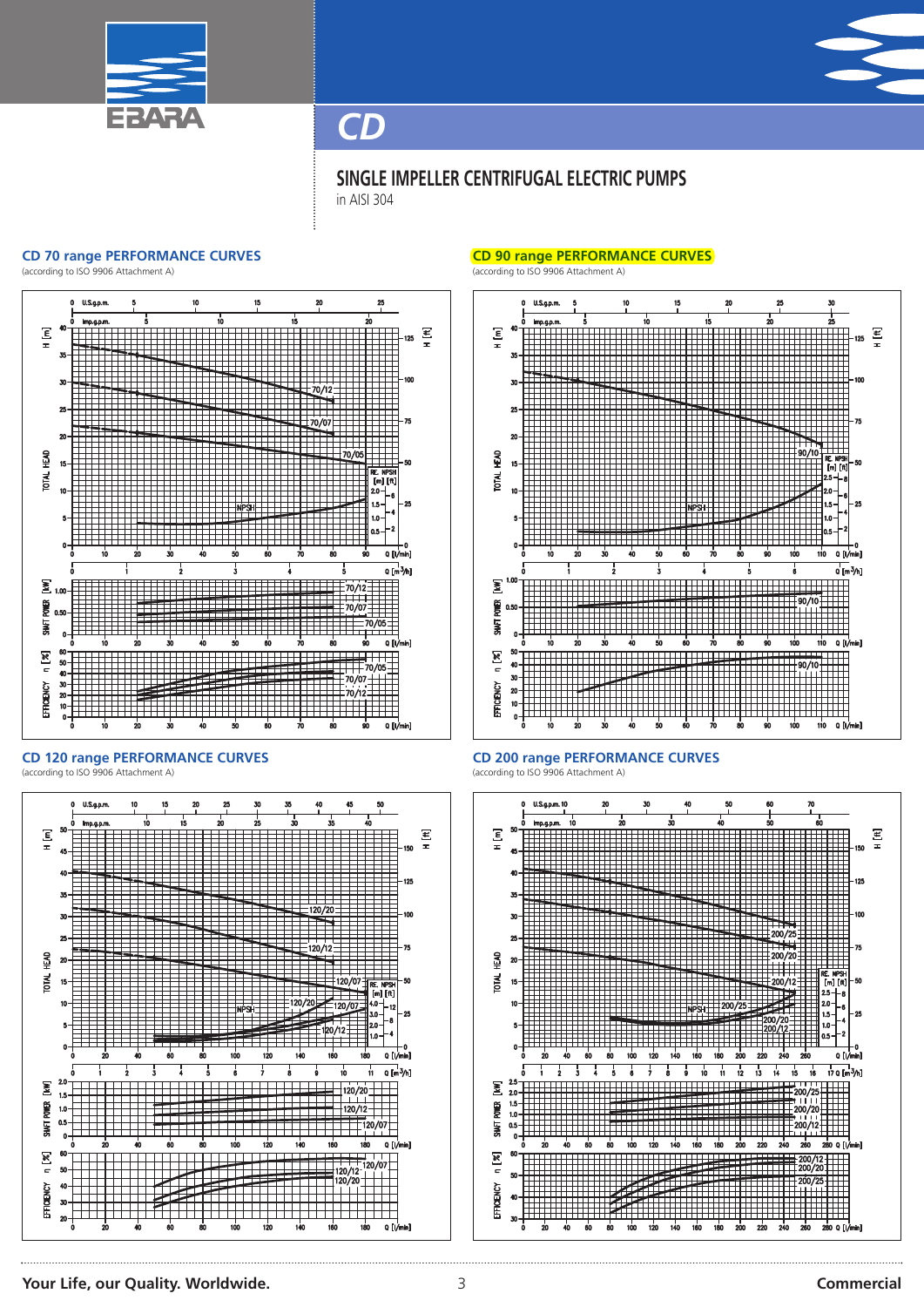# CD

## SINGLE IMPELLER CENTRIFUGAL ELECTRIC PUMPS

in AISI 304

### CD 70 range PERFORMANCE CURVES

(according to ISO 9906 Attachment A)

### CD 90 range PERFORMANCE CURVES

(according to ISO 9906 Attachment A)

### CD 120 range PERFORMANCE CURVES

(according to ISO 9906 Attachment A)

### CD 200 range PERFORMANCE CURVES

(according to ISO 9906 Attachment A)

Your Life, our Quality. Worldwide.

Commercial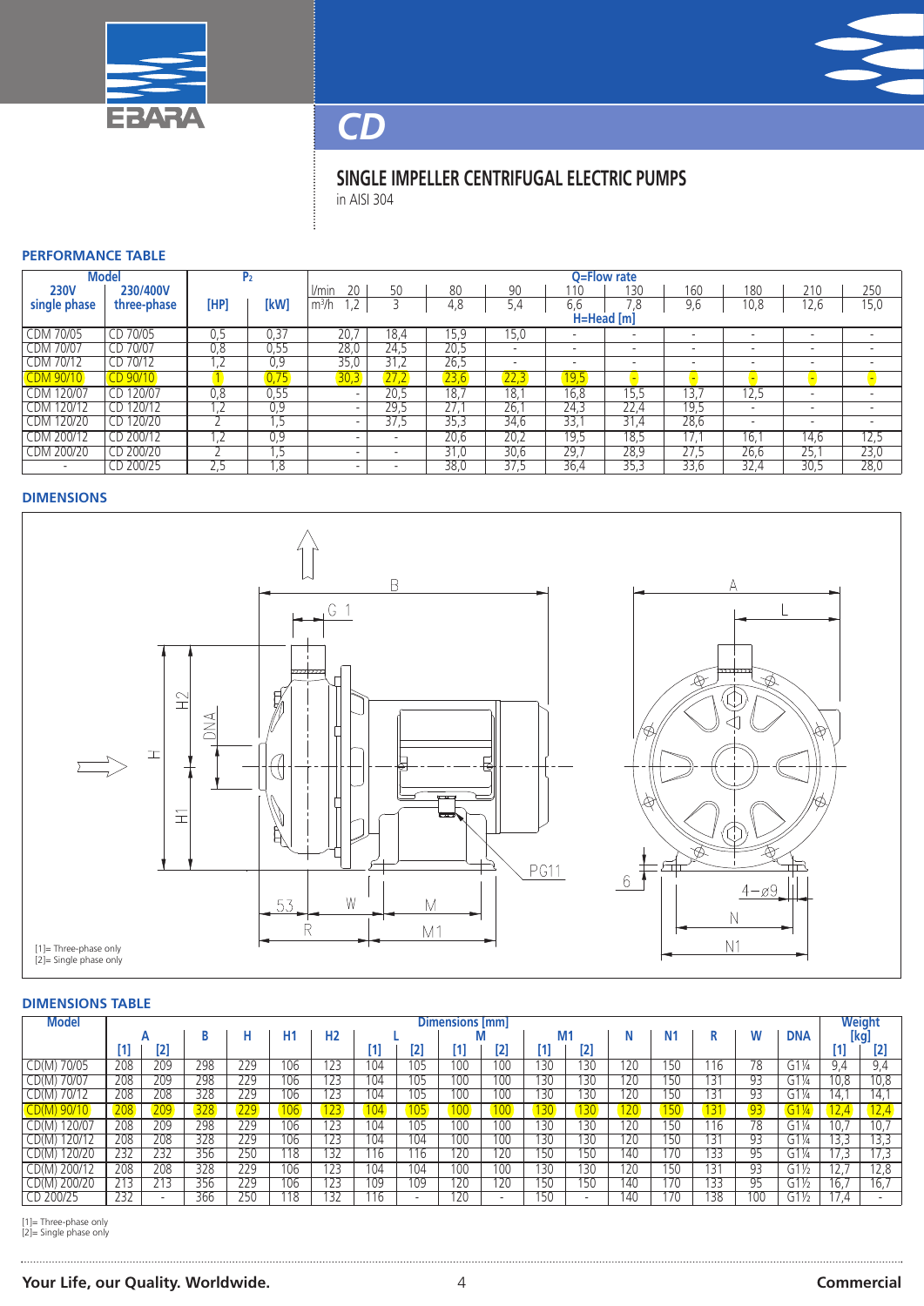# CD

## SINGLE IMPELLER CENTRIFUGAL ELECTRIC PUMPS

in AISI 304

### PERFORMANCE TABLE

| Model | | $P_2$ | | Q=Flow rate | | | | | | | | | |
|---|---|---|---|---|---|---|---|---|---|---|---|---|---|
| 230V single phase | 230/400V three-phase | [HP] | [kW] | l/min 20 | 50 | 80 | 90 | 110 | 130 | 160 | 180 | 210 | 250 |
| | | | | $m^3/h$ 1,2 | 3 | 4,8 | 5,4 | 6,6 | 7,8 | 9,6 | 10,8 | 12,6 | 15,0 |
| | | | | H=Head [m] | | | | | | | | | |
| CDM 70/05 | CD 70/05 | 0,5 | 0,37 | 20,7 | 18,4 | 15,9 | 15,0 | - | - | - | - | - | - |
| CDM 70/07 | CD 70/07 | 0,8 | 0,55 | 28,0 | 24,5 | 20,5 | - | - | - | - | - | - | - |
| CDM 70/12 | CD 70/12 | 1,2 | 0,9 | 35,0 | 31,2 | 26,5 | - | - | - | - | - | - | - |
| CDM 90/10 | CD 90/10 | 1 | 0,75 | 30,3 | 27,2 | 23,6 | 22,3 | 19,5 | - | - | - | - | - |
| CDM 120/07 | CD 120/07 | 0,8 | 0,55 | - | 20,5 | 18,7 | 18,1 | 16,8 | 15,5 | 13,7 | 12,5 | - | - |
| CDM 120/12 | CD 120/12 | 1,2 | 0,9 | - | 29,5 | 27,1 | 26,1 | 24,3 | 22,4 | 19,5 | - | - | - |
| CDM 120/20 | CD 120/20 | 2 | 1,5 | - | 37,5 | 35,3 | 34,6 | 33,1 | 31,4 | 28,6 | - | - | - |
| CDM 200/12 | CD 200/12 | 1,2 | 0,9 | - | - | 20,6 | 20,2 | 19,5 | 18,5 | 17,1 | 16,1 | 14,6 | 12,5 |
| CDM 200/20 | CD 200/20 | 2 | 1,5 | - | - | 31,0 | 30,6 | 29,7 | 28,9 | 27,5 | 26,6 | 25,1 | 23,0 |
| - | CD 200/25 | 2,5 | 1,8 | - | - | 38,0 | 37,5 | 36,4 | 35,3 | 33,6 | 32,4 | 30,5 | 28,0 |

### DIMENSIONS

[1]= Three-phase only
[2]= Single phase only

### DIMENSIONS TABLE

| Model | A | | B | H | H1 | H2 | L | | M | | M1 | | N | N1 | R | W | DNA | Weight [kg] | |
|---|---|---|---|---|---|---|---|---|---|---|---|---|---|---|---|---|---|---|---|
| | [1] | [2] | | | | | [1] | [2] | [1] | [2] | [1] | [2] | | | | | | [1] | [2] |
| CD(M) 70/05 | 208 | 209 | 298 | 229 | 106 | 123 | 104 | 105 | 100 | 100 | 130 | 130 | 120 | 150 | 116 | 78 | G1¼ | 9,4 | 9,4 |
| CD(M) 70/07 | 208 | 209 | 298 | 229 | 106 | 123 | 104 | 105 | 100 | 100 | 130 | 130 | 120 | 150 | 131 | 93 | G1¼ | 10,8 | 10,8 |
| CD(M) 70/12 | 208 | 208 | 328 | 229 | 106 | 123 | 104 | 105 | 100 | 100 | 130 | 130 | 120 | 150 | 131 | 93 | G1¼ | 14,1 | 14,1 |
| CD(M) 90/10 | 208 | 209 | 328 | 229 | 106 | 123 | 104 | 105 | 100 | 100 | 130 | 130 | 120 | 150 | 131 | 93 | G1¼ | 12,4 | 12,4 |
| CD(M) 120/07 | 208 | 209 | 298 | 229 | 106 | 123 | 104 | 105 | 100 | 100 | 130 | 130 | 120 | 150 | 116 | 78 | G1¼ | 10,7 | 10,7 |
| CD(M) 120/12 | 208 | 208 | 328 | 229 | 106 | 123 | 104 | 104 | 100 | 100 | 130 | 130 | 120 | 150 | 131 | 93 | G1¼ | 13,3 | 13,3 |
| CD(M) 120/20 | 232 | 232 | 356 | 250 | 118 | 132 | 116 | 116 | 120 | 120 | 150 | 150 | 140 | 170 | 133 | 95 | G1¼ | 17,3 | 17,3 |
| CD(M) 200/12 | 208 | 208 | 328 | 229 | 106 | 123 | 104 | 104 | 100 | 100 | 130 | 130 | 120 | 150 | 131 | 93 | G1½ | 12,7 | 12,8 |
| CD(M) 200/20 | 213 | 213 | 356 | 229 | 106 | 123 | 109 | 109 | 120 | 120 | 150 | 150 | 140 | 170 | 133 | 95 | G1½ | 16,7 | 16,7 |
| CD 200/25 | 232 | - | 366 | 250 | 118 | 132 | 116 | - | 120 | - | 150 | - | 140 | 170 | 138 | 100 | G1½ | 17,4 | - |

[1]= Three-phase only
[2]= Single phase only

**Your Life, our Quality. Worldwide.** **Commercial**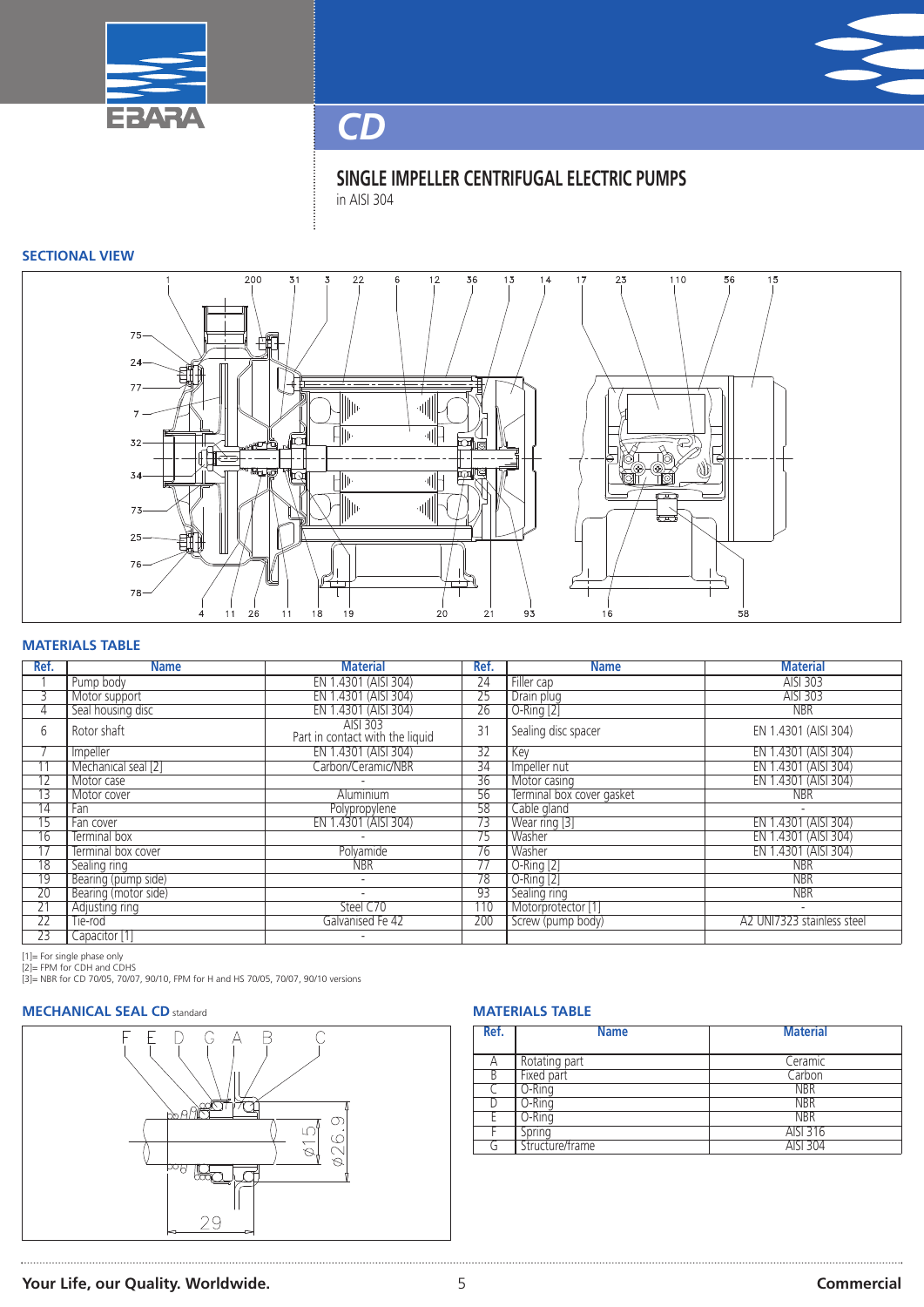# CD

## SINGLE IMPELLER CENTRIFUGAL ELECTRIC PUMPS

in AISI 304

### SECTIONAL VIEW

### MATERIALS TABLE

| Ref. | Name | Material | Ref. | Name | Material |
|---|---|---|---|---|---|
| 1 | Pump body | EN 1.4301 (AISI 304) | 24 | Filler cap | AISI 303 |
| 3 | Motor support | EN 1.4301 (AISI 304) | 25 | Drain plug | AISI 303 |
| 4 | Seal housing disc | EN 1.4301 (AISI 304) | 26 | O-Ring [2] | NBR |
| 6 | Rotor shaft | AISI 303 Part in contact with the liquid | 31 | Sealing disc spacer | EN 1.4301 (AISI 304) |
| 7 | Impeller | EN 1.4301 (AISI 304) | 32 | Key | EN 1.4301 (AISI 304) |
| 11 | Mechanical seal [2] | Carbon/Ceramic/NBR | 34 | Impeller nut | EN 1.4301 (AISI 304) |
| 12 | Motor case | - | 36 | Motor casing | EN 1.4301 (AISI 304) |
| 13 | Motor cover | Aluminium | 56 | Terminal box cover gasket | NBR |
| 14 | Fan | Polypropylene | 58 | Cable gland | - |
| 15 | Fan cover | EN 1.4301 (AISI 304) | 73 | Wear ring [3] | EN 1.4301 (AISI 304) |
| 16 | Terminal box | - | 75 | Washer | EN 1.4301 (AISI 304) |
| 17 | Terminal box cover | Polyamide | 76 | Washer | EN 1.4301 (AISI 304) |
| 18 | Sealing ring | NBR | 77 | O-Ring [2] | NBR |
| 19 | Bearing (pump side) | - | 78 | O-Ring [2] | NBR |
| 20 | Bearing (motor side) | - | 93 | Sealing ring | NBR |
| 21 | Adjusting ring | Steel C70 | 110 | Motorprotector [1] | - |
| 22 | Tie-rod | Galvanised Fe 42 | 200 | Screw (pump body) | A2 UNI7323 stainless steel |
| 23 | Capacitor [1] | - | | | |

[1]= For single phase only
[2]= FPM for CDH and CDHS
[3]= NBR for CD 70/05, 70/07, 90/10, FPM for H and HS 70/05, 70/07, 90/10 versions

### MECHANICAL SEAL CD standard

### MATERIALS TABLE

| Ref. | Name | Material |
|---|---|---|
| A | Rotating part | Ceramic |
| B | Fixed part | Carbon |
| C | O-Ring | NBR |
| D | O-Ring | NBR |
| E | O-Ring | NBR |
| F | Spring | AISI 316 |
| G | Structure/frame | AISI 304 |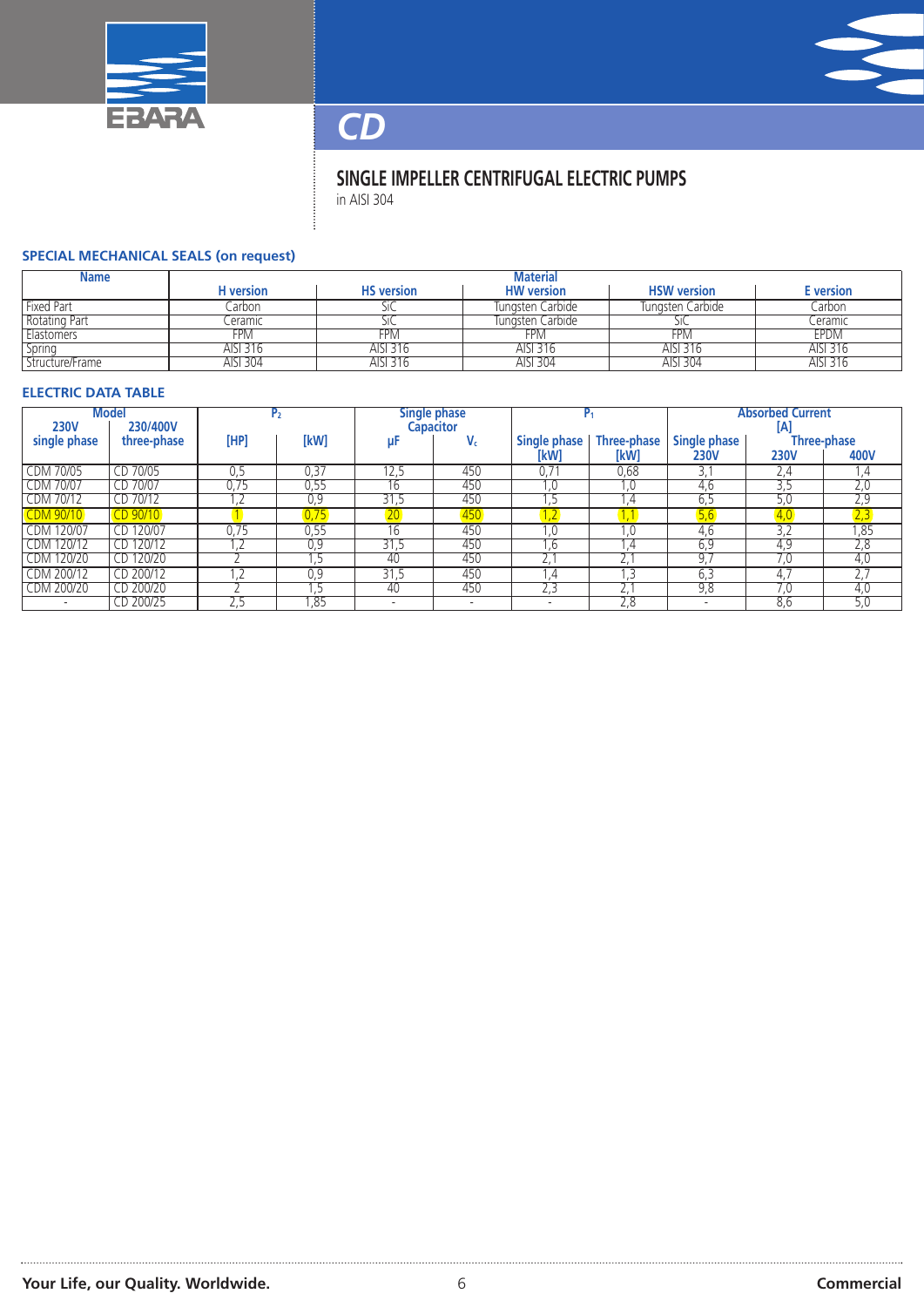# CD

## SINGLE IMPELLER CENTRIFUGAL ELECTRIC PUMPS

in AISI 304

### SPECIAL MECHANICAL SEALS (on request)

| Name | Material | | | | |
|---|---|---|---|---|---|
| | H version | HS version | HW version | HSW version | E version |
| Fixed Part | Carbon | SiC | Tungsten Carbide | Tungsten Carbide | Carbon |
| Rotating Part | Ceramic | SiC | Tungsten Carbide | SiC | Ceramic |
| Elastomers | FPM | FPM | FPM | FPM | EPDM |
| Spring | AISI 316 | AISI 316 | AISI 316 | AISI 316 | AISI 316 |
| Structure/Frame | AISI 304 | AISI 316 | AISI 304 | AISI 304 | AISI 316 |

### ELECTRIC DATA TABLE

| Model | | $P_2$ | | Single phase Capacitor | | $P_1$ | | Absorbed Current [A] | | |
|---|---|---|---|---|---|---|---|---|---|---|
| 230V single phase | 230/400V three-phase | [HP] | [kW] | µF | $V_c$ | Single phase [kW] | Three-phase [kW] | Single phase 230V | Three-phase 230V | Three-phase 400V |
| CDM 70/05 | CD 70/05 | 0,5 | 0,37 | 12,5 | 450 | 0,71 | 0,68 | 3,1 | 2,4 | 1,4 |
| CDM 70/07 | CD 70/07 | 0,75 | 0,55 | 16 | 450 | 1,0 | 1,0 | 4,6 | 3,5 | 2,0 |
| CDM 70/12 | CD 70/12 | 1,2 | 0,9 | 31,5 | 450 | 1,5 | 1,4 | 6,5 | 5,0 | 2,9 |
| CDM 90/10 | CD 90/10 | 1 | 0,75 | 20 | 450 | 1,2 | 1,1 | 5,6 | 4,0 | 2,3 |
| CDM 120/07 | CD 120/07 | 0,75 | 0,55 | 16 | 450 | 1,0 | 1,0 | 4,6 | 3,2 | 1,85 |
| CDM 120/12 | CD 120/12 | 1,2 | 0,9 | 31,5 | 450 | 1,6 | 1,4 | 6,9 | 4,9 | 2,8 |
| CDM 120/20 | CD 120/20 | 2 | 1,5 | 40 | 450 | 2,1 | 2,1 | 9,7 | 7,0 | 4,0 |
| CDM 200/12 | CD 200/12 | 1,2 | 0,9 | 31,5 | 450 | 1,4 | 1,3 | 6,3 | 4,7 | 2,7 |
| CDM 200/20 | CD 200/20 | 2 | 1,5 | 40 | 450 | 2,3 | 2,1 | 9,8 | 7,0 | 4,0 |
| - | CD 200/25 | 2,5 | 1,85 | - | - | - | 2,8 | - | 8,6 | 5,0 |

Your Life, our Quality. Worldwide. | Commercial